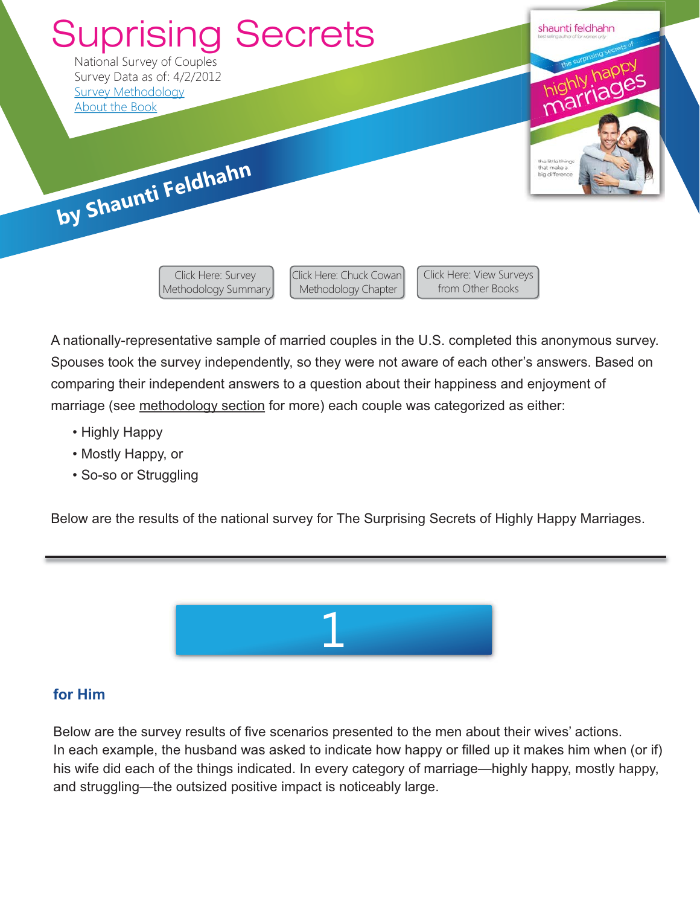# Suprising Secrets

National Survey of Couples
Survey Data as of: 4/2/2012
Survey Methodology
About the Book

**by Shaunti Feldhahn**

Click Here: Survey Methodology Summary | Click Here: Chuck Cowan Methodology Chapter | Click Here: View Surveys from Other Books

A nationally-representative sample of married couples in the U.S. completed this anonymous survey. Spouses took the survey independently, so they were not aware of each other's answers. Based on comparing their independent answers to a question about their happiness and enjoyment of marriage (see methodology section for more) each couple was categorized as either:

- Highly Happy
- Mostly Happy, or
- So-so or Struggling

Below are the results of the national survey for The Surprising Secrets of Highly Happy Marriages.

---

# 1

### for Him

Below are the survey results of five scenarios presented to the men about their wives' actions. In each example, the husband was asked to indicate how happy or filled up it makes him when (or if) his wife did each of the things indicated. In every category of marriage—highly happy, mostly happy, and struggling—the outsized positive impact is noticeably large.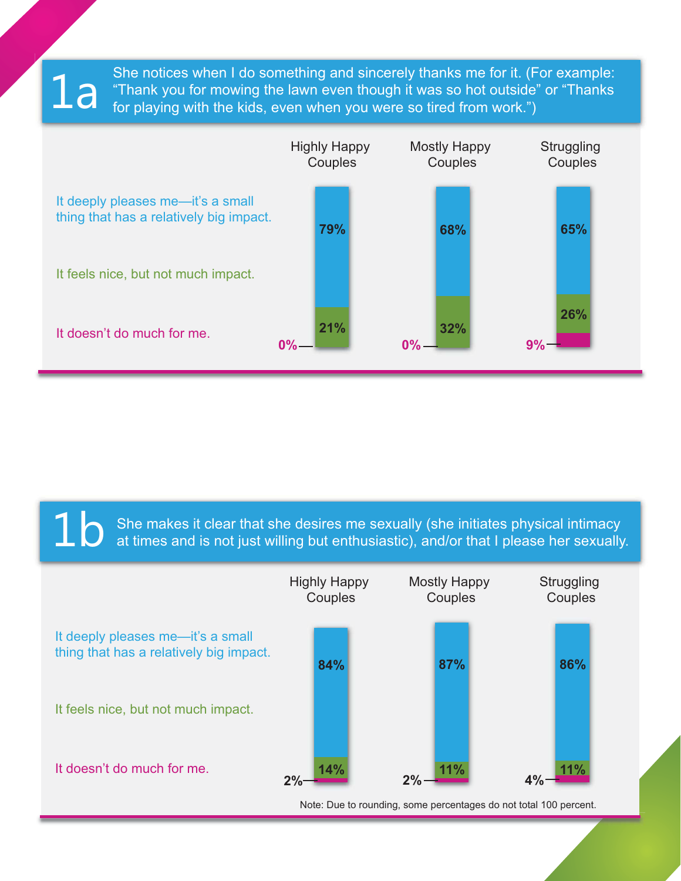## 1a

She notices when I do something and sincerely thanks me for it. (For example: "Thank you for mowing the lawn even though it was so hot outside" or "Thanks for playing with the kids, even when you were so tired from work.")

| | Highly Happy Couples | Mostly Happy Couples | Struggling Couples |
|---|---|---|---|
| It deeply pleases me—it's a small thing that has a relatively big impact. | 79% | 68% | 65% |
| It feels nice, but not much impact. | 21% | 32% | 26% |
| It doesn't do much for me. | 0% | 0% | 9% |

## 1b

She makes it clear that she desires me sexually (she initiates physical intimacy at times and is not just willing but enthusiastic), and/or that I please her sexually.

| | Highly Happy Couples | Mostly Happy Couples | Struggling Couples |
|---|---|---|---|
| It deeply pleases me—it's a small thing that has a relatively big impact. | 84% | 87% | 86% |
| It feels nice, but not much impact. | 14% | 11% | 11% |
| It doesn't do much for me. | 2% | 2% | 4% |

Note: Due to rounding, some percentages do not total 100 percent.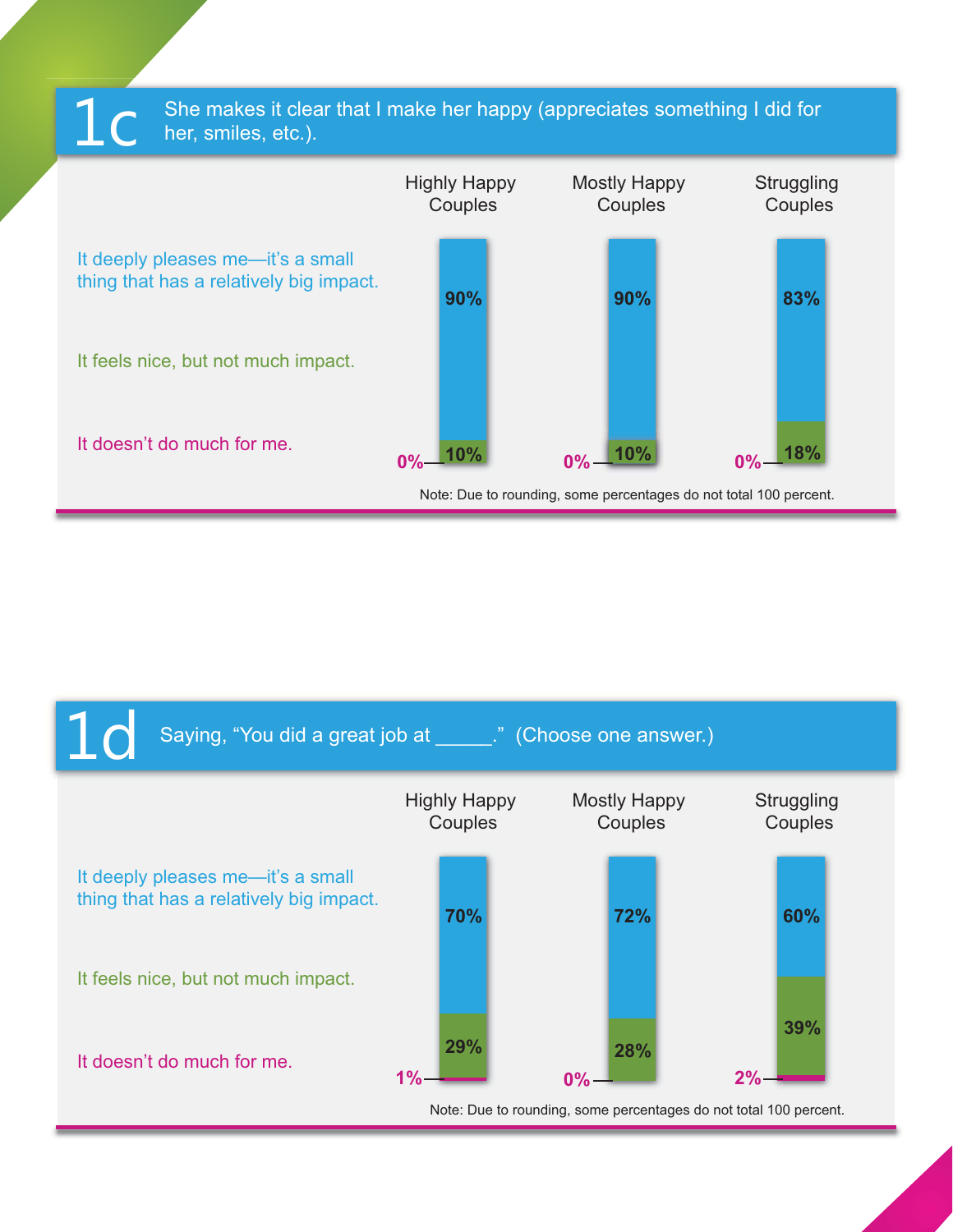## 1c She makes it clear that I make her happy (appreciates something I did for her, smiles, etc.).

| | Highly Happy Couples | Mostly Happy Couples | Struggling Couples |
|---|---|---|---|
| It deeply pleases me—it's a small thing that has a relatively big impact. | 90% | 90% | 83% |
| It feels nice, but not much impact. | 10% | 10% | 18% |
| It doesn't do much for me. | 0% | 0% | 0% |

Note: Due to rounding, some percentages do not total 100 percent.

## 1d Saying, "You did a great job at _____." (Choose one answer.)

| | Highly Happy Couples | Mostly Happy Couples | Struggling Couples |
|---|---|---|---|
| It deeply pleases me—it's a small thing that has a relatively big impact. | 70% | 72% | 60% |
| It feels nice, but not much impact. | 29% | 28% | 39% |
| It doesn't do much for me. | 1% | 0% | 2% |

Note: Due to rounding, some percentages do not total 100 percent.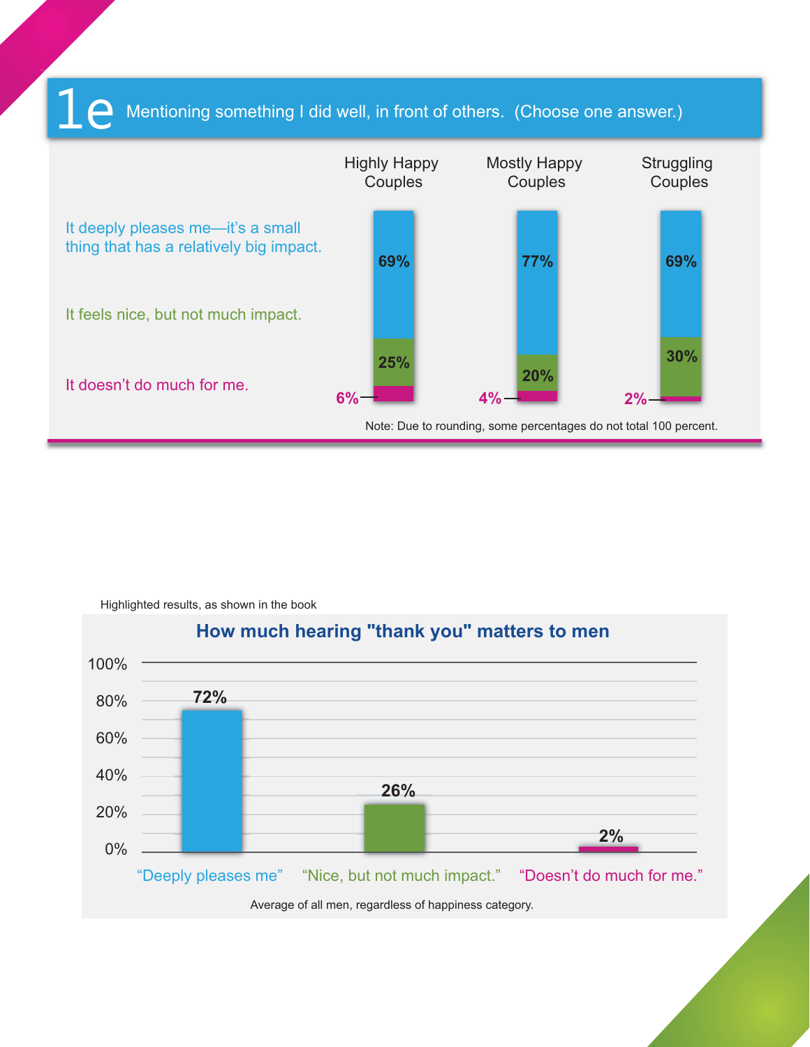## 1e Mentioning something I did well, in front of others. (Choose one answer.)

| | Highly Happy Couples | Mostly Happy Couples | Struggling Couples |
|---|---|---|---|
| It deeply pleases me—it's a small thing that has a relatively big impact. | 69% | 77% | 69% |
| It feels nice, but not much impact. | 25% | 20% | 30% |
| It doesn't do much for me. | 6% | 4% | 2% |

Note: Due to rounding, some percentages do not total 100 percent.

Highlighted results, as shown in the book

### How much hearing "thank you" matters to men

| "Deeply pleases me" | "Nice, but not much impact." | "Doesn't do much for me." |
|---|---|---|
| 72% | 26% | 2% |

Average of all men, regardless of happiness category.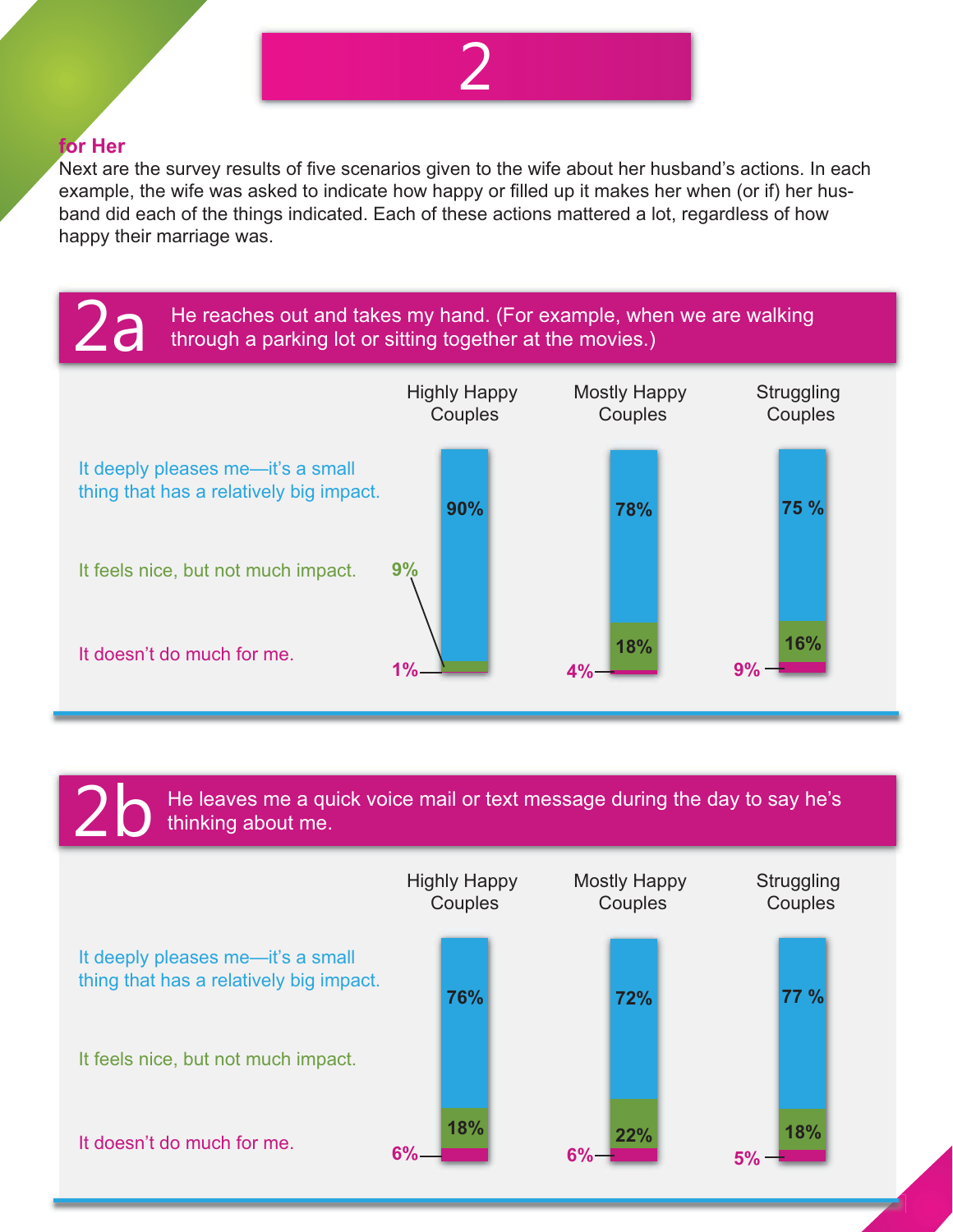# 2

## for Her

Next are the survey results of five scenarios given to the wife about her husband's actions. In each example, the wife was asked to indicate how happy or filled up it makes her when (or if) her husband did each of the things indicated. Each of these actions mattered a lot, regardless of how happy their marriage was.

### 2a He reaches out and takes my hand. (For example, when we are walking through a parking lot or sitting together at the movies.)

| | Highly Happy Couples | Mostly Happy Couples | Struggling Couples |
|---|---|---|---|
| It deeply pleases me—it's a small thing that has a relatively big impact. | 90% | 78% | 75 % |
| It feels nice, but not much impact. | 9% | 18% | 16% |
| It doesn't do much for me. | 1% | 4% | 9% |

### 2b He leaves me a quick voice mail or text message during the day to say he's thinking about me.

| | Highly Happy Couples | Mostly Happy Couples | Struggling Couples |
|---|---|---|---|
| It deeply pleases me—it's a small thing that has a relatively big impact. | 76% | 72% | 77 % |
| It feels nice, but not much impact. | 18% | 22% | 18% |
| It doesn't do much for me. | 6% | 6% | 5% |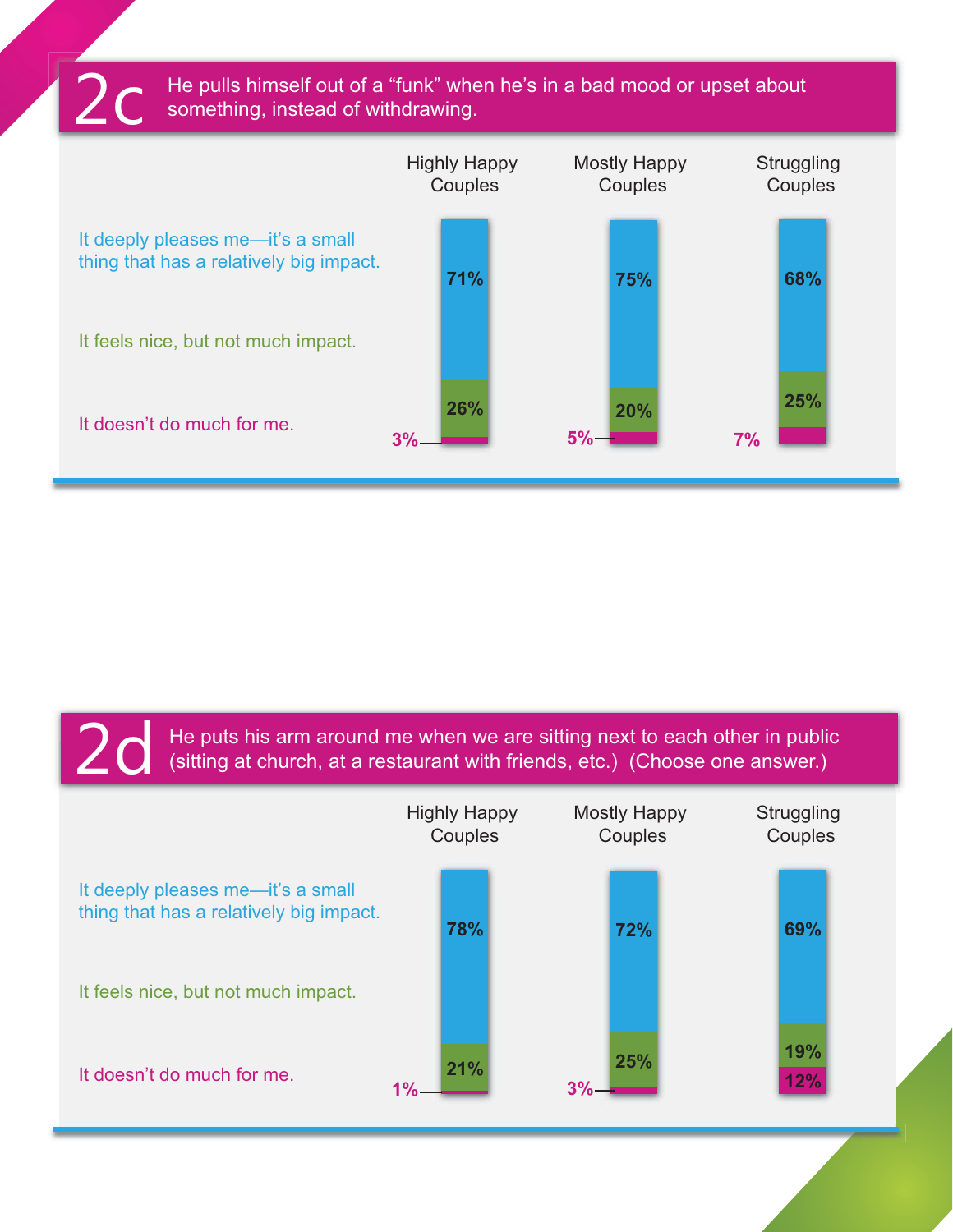## 2c He pulls himself out of a "funk" when he's in a bad mood or upset about something, instead of withdrawing.

| | Highly Happy Couples | Mostly Happy Couples | Struggling Couples |
|---|---|---|---|
| It deeply pleases me—it's a small thing that has a relatively big impact. | 71% | 75% | 68% |
| It feels nice, but not much impact. | 26% | 20% | 25% |
| It doesn't do much for me. | 3% | 5% | 7% |

## 2d He puts his arm around me when we are sitting next to each other in public (sitting at church, at a restaurant with friends, etc.) (Choose one answer.)

| | Highly Happy Couples | Mostly Happy Couples | Struggling Couples |
|---|---|---|---|
| It deeply pleases me—it's a small thing that has a relatively big impact. | 78% | 72% | 69% |
| It feels nice, but not much impact. | 21% | 25% | 19% |
| It doesn't do much for me. | 1% | 3% | 12% |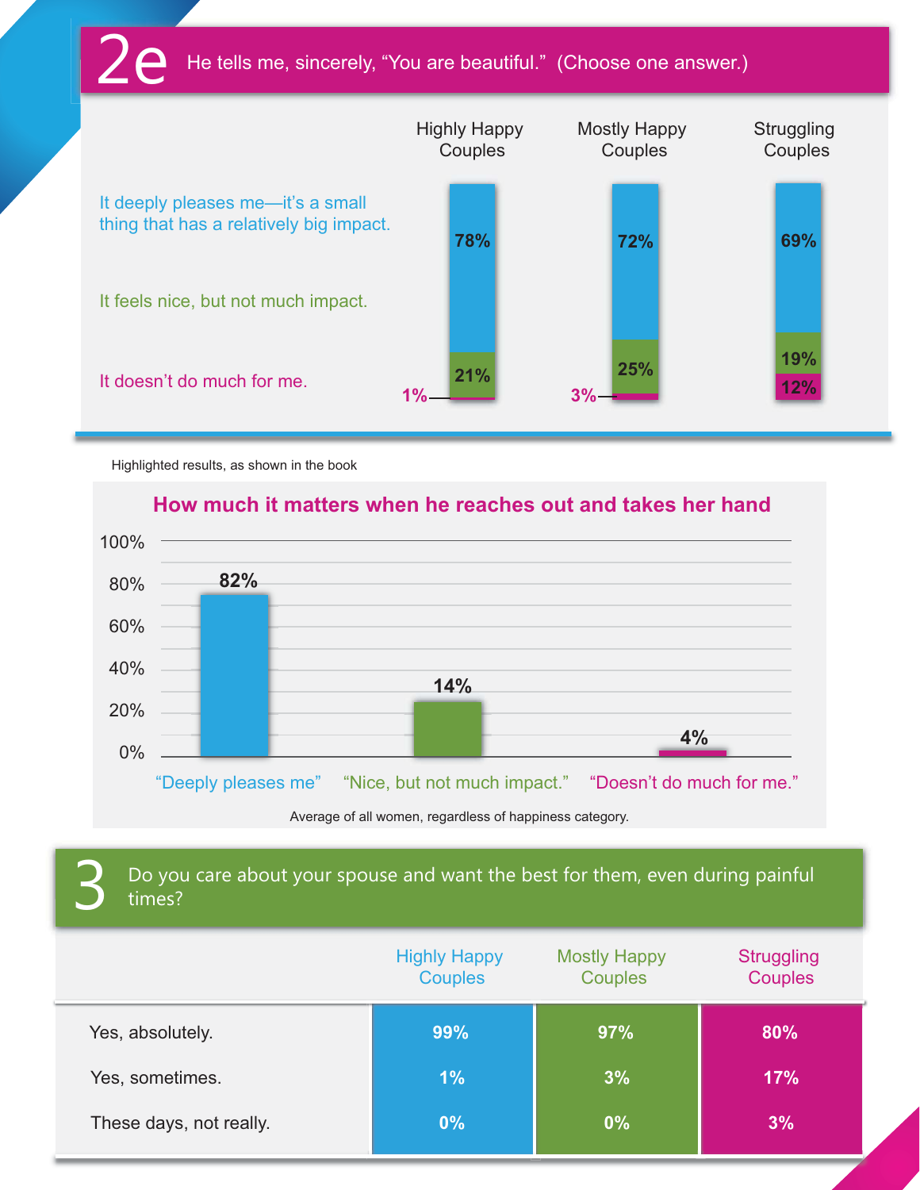## 2e He tells me, sincerely, "You are beautiful." (Choose one answer.)

| | Highly Happy Couples | Mostly Happy Couples | Struggling Couples |
|---|---|---|---|
| It deeply pleases me—it's a small thing that has a relatively big impact. | 78% | 72% | 69% |
| It feels nice, but not much impact. | 21% | 25% | 19% |
| It doesn't do much for me. | 1% | 3% | 12% |

Highlighted results, as shown in the book

**How much it matters when he reaches out and takes her hand**

| "Deeply pleases me" | "Nice, but not much impact." | "Doesn't do much for me." |
|---|---|---|
| 82% | 14% | 4% |

Average of all women, regardless of happiness category.

## 3 Do you care about your spouse and want the best for them, even during painful times?

| | Highly Happy Couples | Mostly Happy Couples | Struggling Couples |
|---|---|---|---|
| Yes, absolutely. | 99% | 97% | 80% |
| Yes, sometimes. | 1% | 3% | 17% |
| These days, not really. | 0% | 0% | 3% |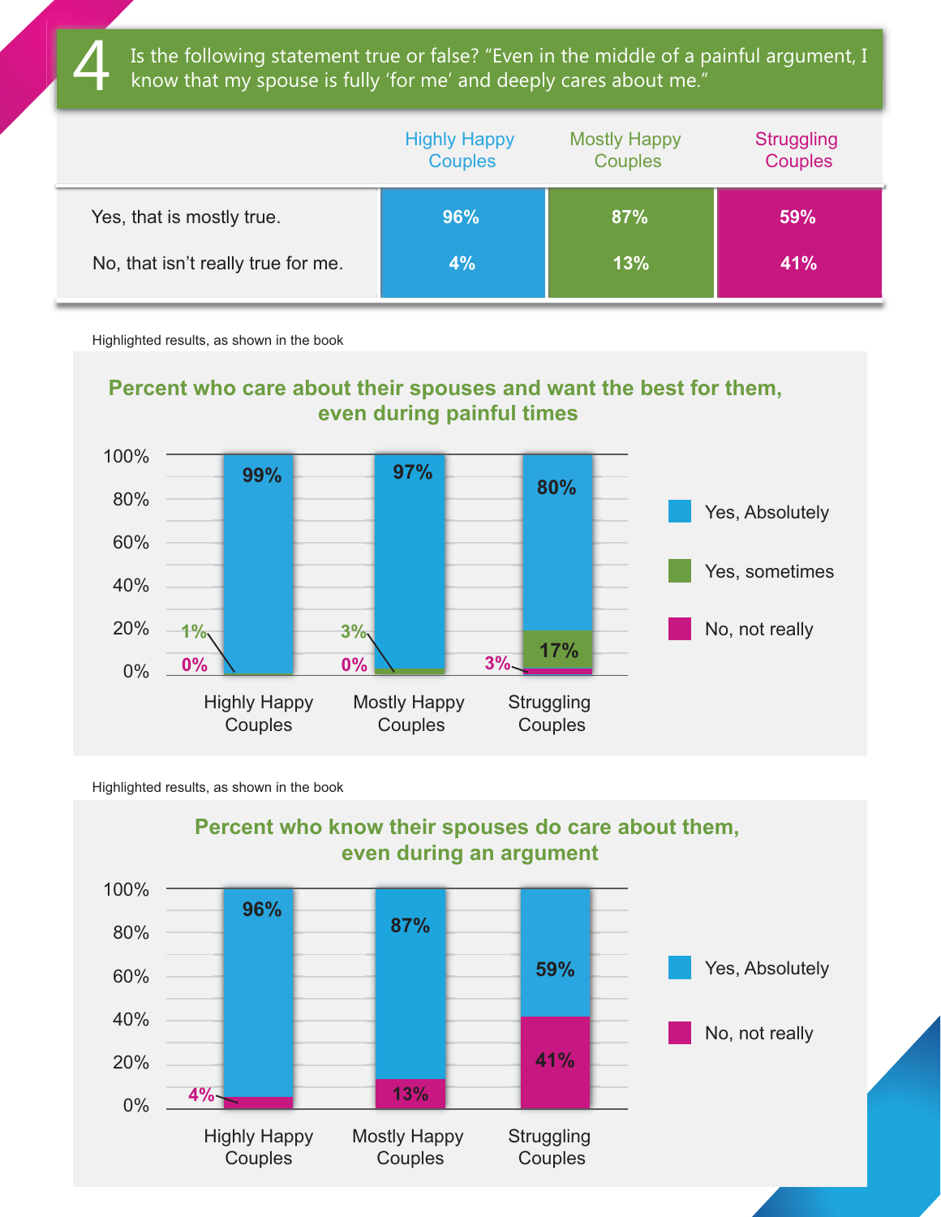## 4 Is the following statement true or false? "Even in the middle of a painful argument, I know that my spouse is fully 'for me' and deeply cares about me."

| | Highly Happy Couples | Mostly Happy Couples | Struggling Couples |
|---|---|---|---|
| Yes, that is mostly true. | 96% | 87% | 59% |
| No, that isn't really true for me. | 4% | 13% | 41% |

Highlighted results, as shown in the book

**Percent who care about their spouses and want the best for them, even during painful times**

| | Highly Happy Couples | Mostly Happy Couples | Struggling Couples |
|---|---|---|---|
| Yes, Absolutely | 99% | 97% | 80% |
| Yes, sometimes | 1% | 3% | 17% |
| No, not really | 0% | 0% | 3% |

Highlighted results, as shown in the book

**Percent who know their spouses do care about them, even during an argument**

| | Highly Happy Couples | Mostly Happy Couples | Struggling Couples |
|---|---|---|---|
| Yes, Absolutely | 96% | 87% | 59% |
| No, not really | 4% | 13% | 41% |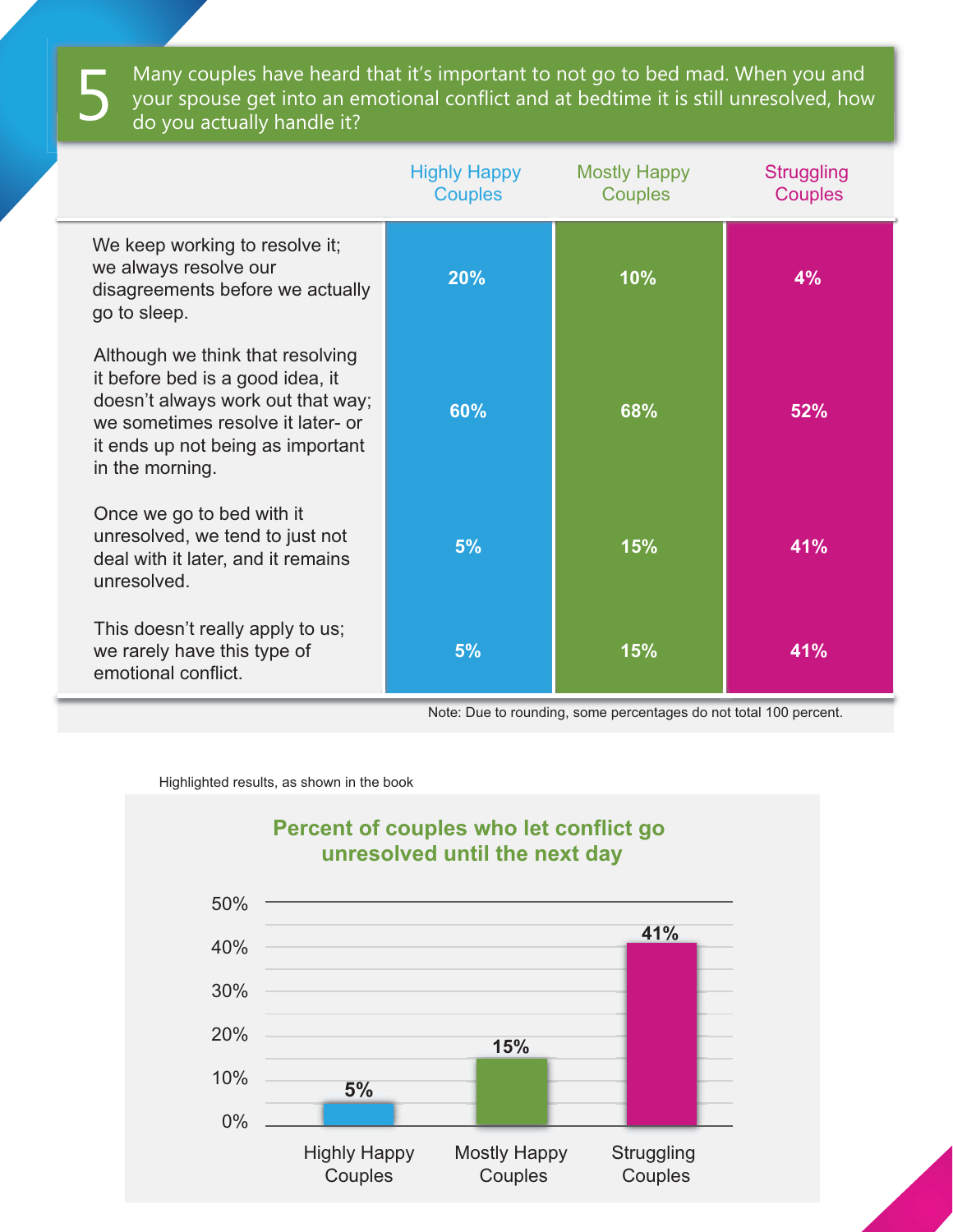## 5 Many couples have heard that it's important to not go to bed mad. When you and your spouse get into an emotional conflict and at bedtime it is still unresolved, how do you actually handle it?

| | Highly Happy Couples | Mostly Happy Couples | Struggling Couples |
|---|---|---|---|
| We keep working to resolve it; we always resolve our disagreements before we actually go to sleep. | 20% | 10% | 4% |
| Although we think that resolving it before bed is a good idea, it doesn't always work out that way; we sometimes resolve it later- or it ends up not being as important in the morning. | 60% | 68% | 52% |
| Once we go to bed with it unresolved, we tend to just not deal with it later, and it remains unresolved. | 5% | 15% | 41% |
| This doesn't really apply to us; we rarely have this type of emotional conflict. | 5% | 15% | 41% |

Note: Due to rounding, some percentages do not total 100 percent.

Highlighted results, as shown in the book

**Percent of couples who let conflict go unresolved until the next day**

| | Highly Happy Couples | Mostly Happy Couples | Struggling Couples |
|---|---|---|---|
| Percent | 5% | 15% | 41% |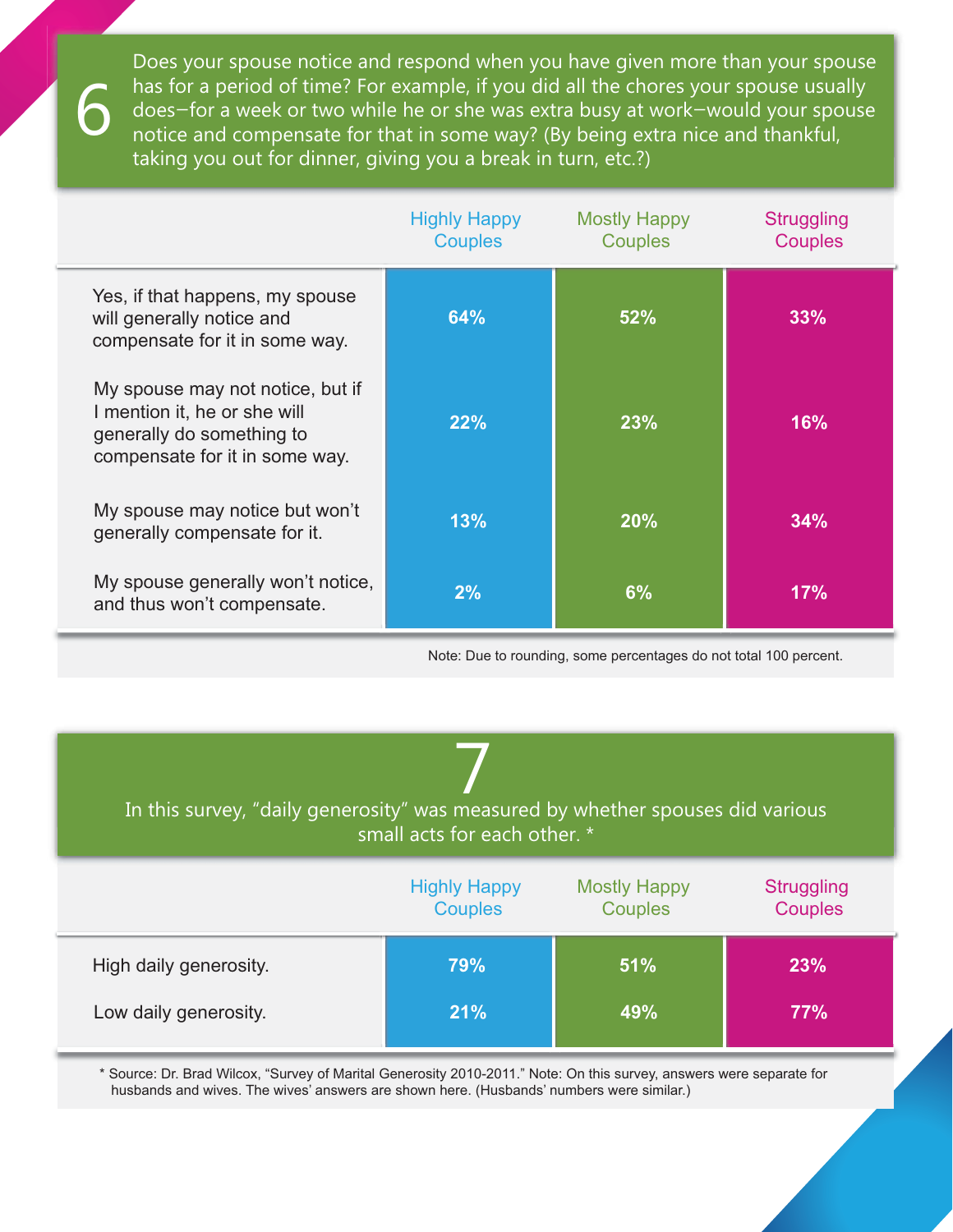## 6

Does your spouse notice and respond when you have given more than your spouse has for a period of time? For example, if you did all the chores your spouse usually does—for a week or two while he or she was extra busy at work—would your spouse notice and compensate for that in some way? (By being extra nice and thankful, taking you out for dinner, giving you a break in turn, etc.?)

| | Highly Happy Couples | Mostly Happy Couples | Struggling Couples |
|---|---|---|---|
| Yes, if that happens, my spouse will generally notice and compensate for it in some way. | 64% | 52% | 33% |
| My spouse may not notice, but if I mention it, he or she will generally do something to compensate for it in some way. | 22% | 23% | 16% |
| My spouse may notice but won't generally compensate for it. | 13% | 20% | 34% |
| My spouse generally won't notice, and thus won't compensate. | 2% | 6% | 17% |

Note: Due to rounding, some percentages do not total 100 percent.

## 7

In this survey, "daily generosity" was measured by whether spouses did various small acts for each other. *

| | Highly Happy Couples | Mostly Happy Couples | Struggling Couples |
|---|---|---|---|
| High daily generosity. | 79% | 51% | 23% |
| Low daily generosity. | 21% | 49% | 77% |

* Source: Dr. Brad Wilcox, "Survey of Marital Generosity 2010-2011." Note: On this survey, answers were separate for husbands and wives. The wives' answers are shown here. (Husbands' numbers were similar.)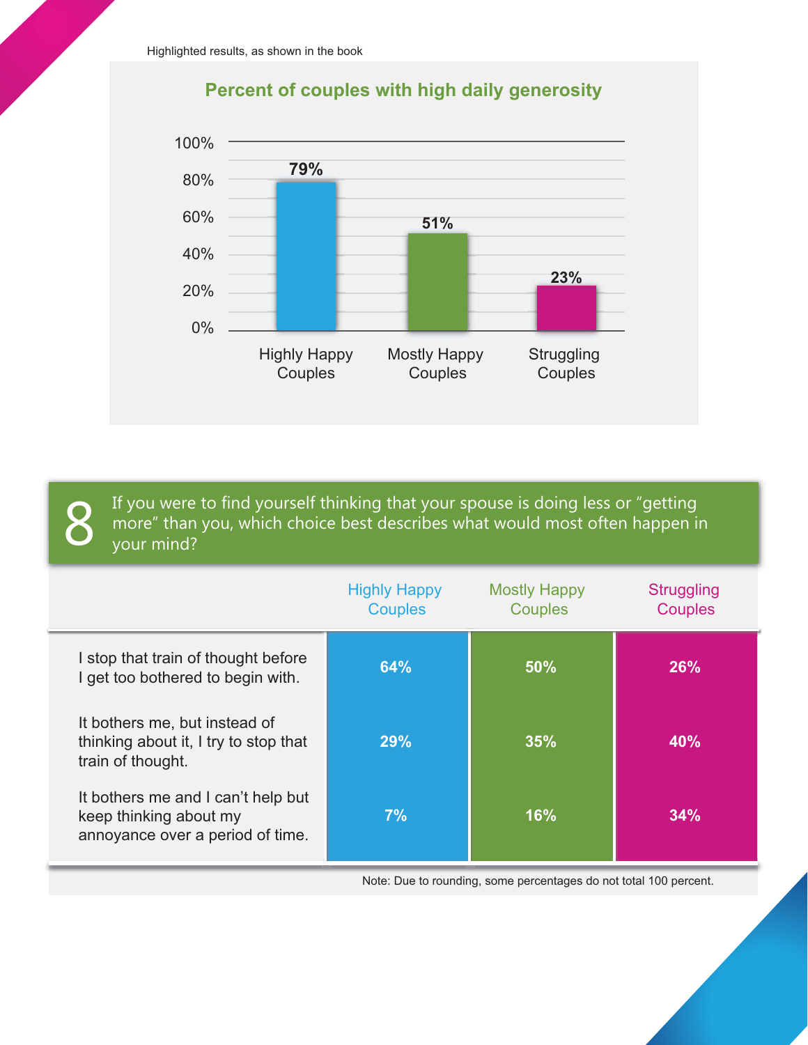Highlighted results, as shown in the book

## Percent of couples with high daily generosity

| | Highly Happy Couples | Mostly Happy Couples | Struggling Couples |
|---|---|---|---|
| Percent of couples with high daily generosity | 79% | 51% | 23% |

## 8 If you were to find yourself thinking that your spouse is doing less or "getting more" than you, which choice best describes what would most often happen in your mind?

| | Highly Happy Couples | Mostly Happy Couples | Struggling Couples |
|---|---|---|---|
| I stop that train of thought before I get too bothered to begin with. | 64% | 50% | 26% |
| It bothers me, but instead of thinking about it, I try to stop that train of thought. | 29% | 35% | 40% |
| It bothers me and I can't help but keep thinking about my annoyance over a period of time. | 7% | 16% | 34% |

Note: Due to rounding, some percentages do not total 100 percent.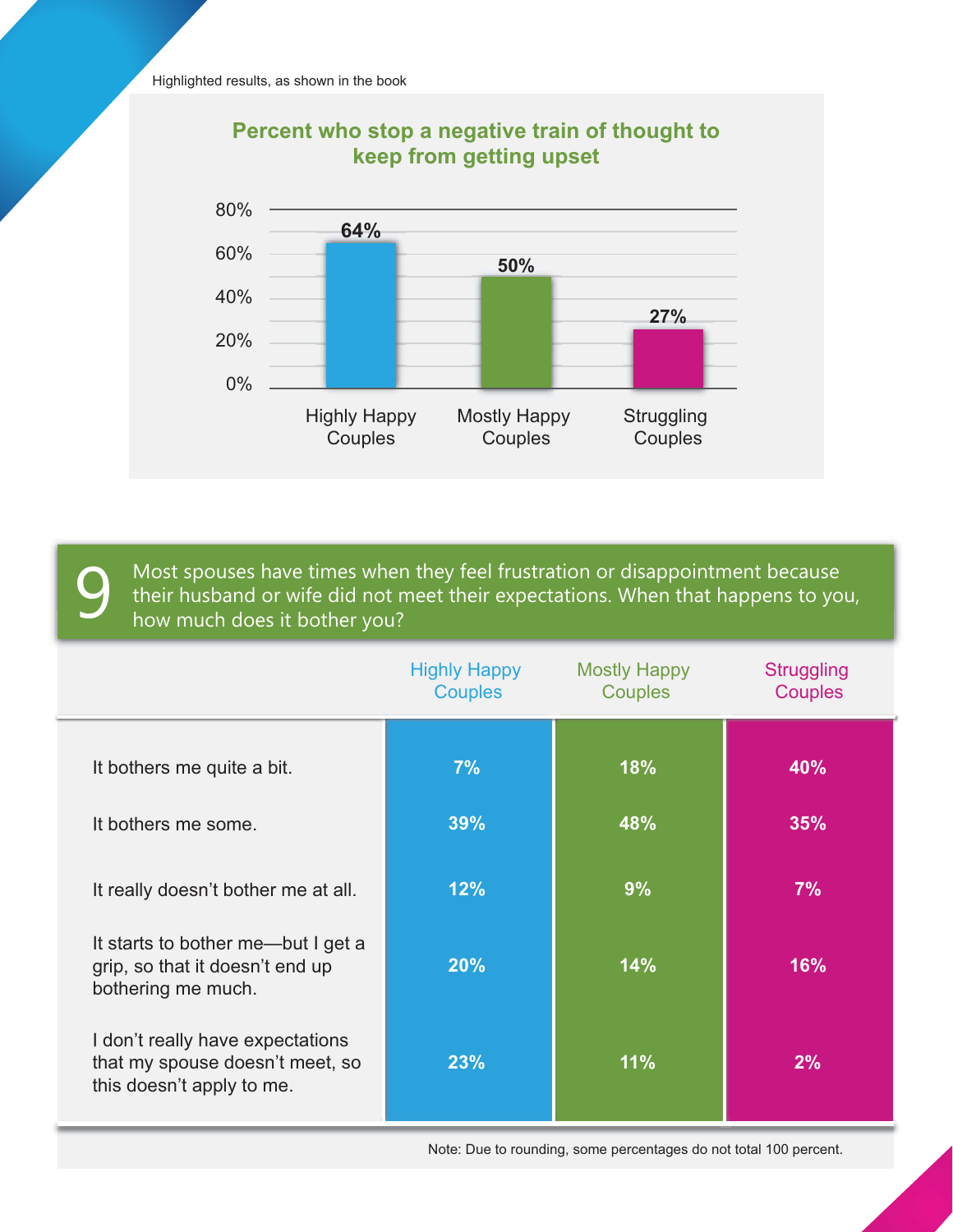Highlighted results, as shown in the book

**Percent who stop a negative train of thought to keep from getting upset**

| | Highly Happy Couples | Mostly Happy Couples | Struggling Couples |
|---|---|---|---|
| Percent | 64% | 50% | 27% |

## 9 Most spouses have times when they feel frustration or disappointment because their husband or wife did not meet their expectations. When that happens to you, how much does it bother you?

| | Highly Happy Couples | Mostly Happy Couples | Struggling Couples |
|---|---|---|---|
| It bothers me quite a bit. | 7% | 18% | 40% |
| It bothers me some. | 39% | 48% | 35% |
| It really doesn't bother me at all. | 12% | 9% | 7% |
| It starts to bother me—but I get a grip, so that it doesn't end up bothering me much. | 20% | 14% | 16% |
| I don't really have expectations that my spouse doesn't meet, so this doesn't apply to me. | 23% | 11% | 2% |

Note: Due to rounding, some percentages do not total 100 percent.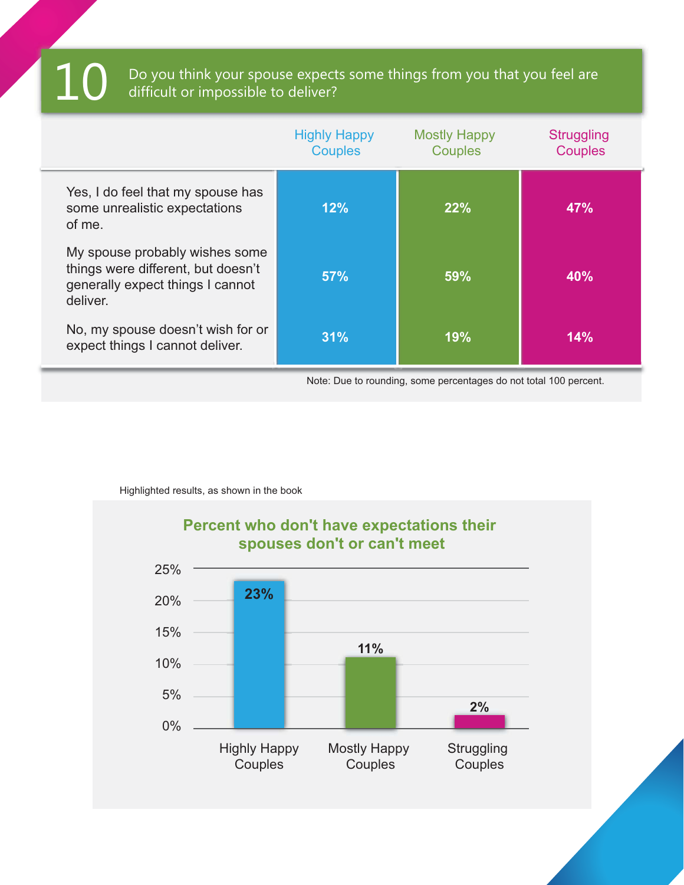## 10 Do you think your spouse expects some things from you that you feel are difficult or impossible to deliver?

| | Highly Happy Couples | Mostly Happy Couples | Struggling Couples |
|---|---|---|---|
| Yes, I do feel that my spouse has some unrealistic expectations of me. | 12% | 22% | 47% |
| My spouse probably wishes some things were different, but doesn't generally expect things I cannot deliver. | 57% | 59% | 40% |
| No, my spouse doesn't wish for or expect things I cannot deliver. | 31% | 19% | 14% |

Note: Due to rounding, some percentages do not total 100 percent.

Highlighted results, as shown in the book

**Percent who don't have expectations their spouses don't or can't meet**

| | Highly Happy Couples | Mostly Happy Couples | Struggling Couples |
|---|---|---|---|
| Percent | 23% | 11% | 2% |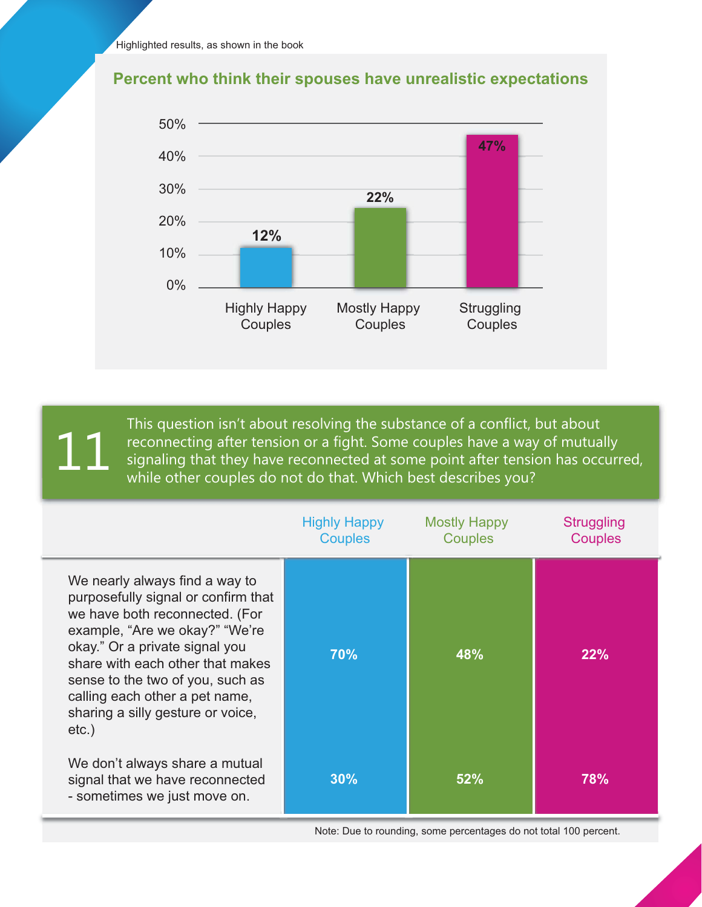Highlighted results, as shown in the book

### Percent who think their spouses have unrealistic expectations

| | Highly Happy Couples | Mostly Happy Couples | Struggling Couples |
|---|---|---|---|
| Percent | 12% | 22% | 47% |

## 11

This question isn't about resolving the substance of a conflict, but about reconnecting after tension or a fight. Some couples have a way of mutually signaling that they have reconnected at some point after tension has occurred, while other couples do not do that. Which best describes you?

| | Highly Happy Couples | Mostly Happy Couples | Struggling Couples |
|---|---|---|---|
| We nearly always find a way to purposefully signal or confirm that we have both reconnected. (For example, "Are we okay?" "We're okay." Or a private signal you share with each other that makes sense to the two of you, such as calling each other a pet name, sharing a silly gesture or voice, etc.) | 70% | 48% | 22% |
| We don't always share a mutual signal that we have reconnected - sometimes we just move on. | 30% | 52% | 78% |

Note: Due to rounding, some percentages do not total 100 percent.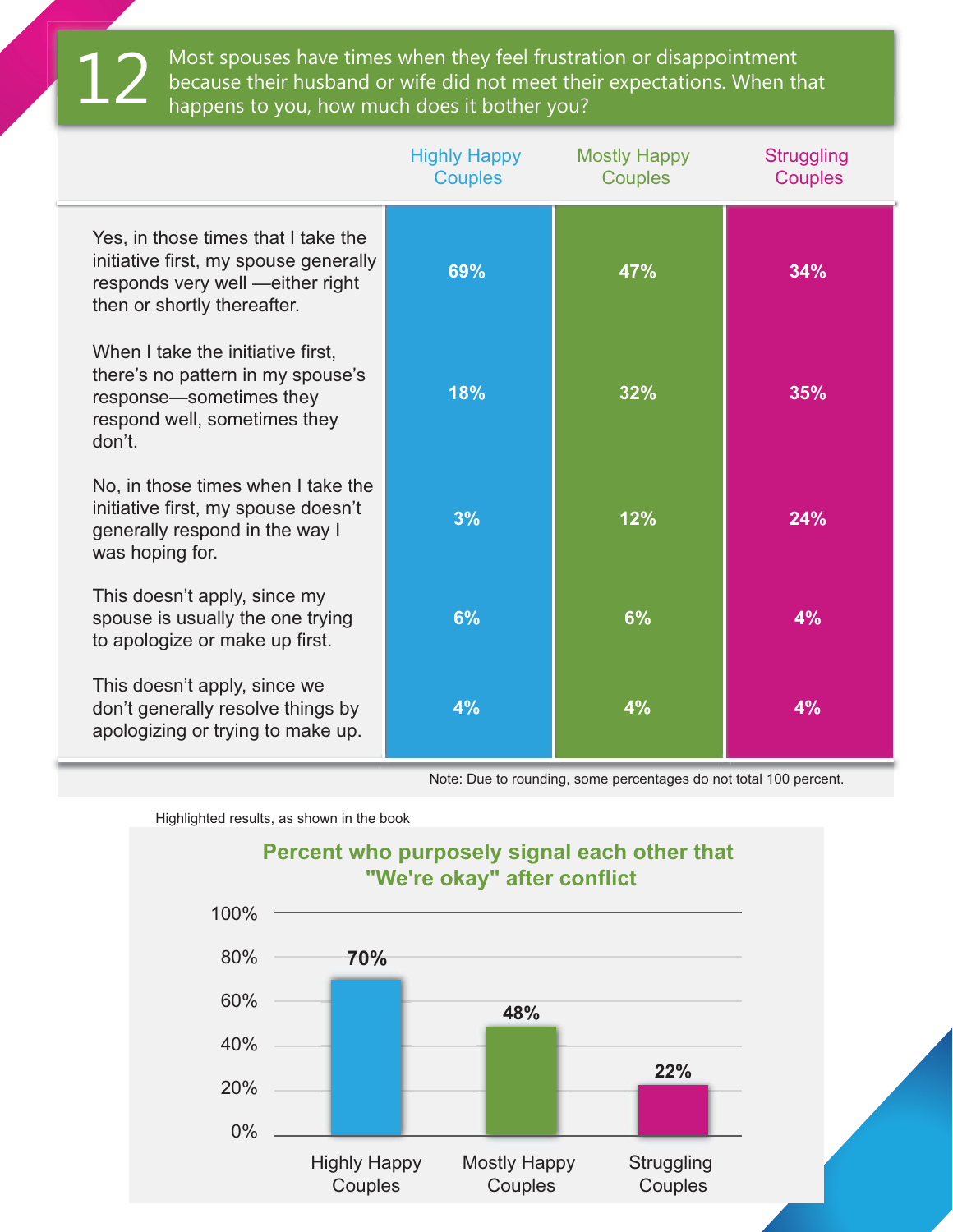## 12 Most spouses have times when they feel frustration or disappointment because their husband or wife did not meet their expectations. When that happens to you, how much does it bother you?

| | Highly Happy Couples | Mostly Happy Couples | Struggling Couples |
|---|---|---|---|
| Yes, in those times that I take the initiative first, my spouse generally responds very well —either right then or shortly thereafter. | 69% | 47% | 34% |
| When I take the initiative first, there's no pattern in my spouse's response—sometimes they respond well, sometimes they don't. | 18% | 32% | 35% |
| No, in those times when I take the initiative first, my spouse doesn't generally respond in the way I was hoping for. | 3% | 12% | 24% |
| This doesn't apply, since my spouse is usually the one trying to apologize or make up first. | 6% | 6% | 4% |
| This doesn't apply, since we don't generally resolve things by apologizing or trying to make up. | 4% | 4% | 4% |

Note: Due to rounding, some percentages do not total 100 percent.

Highlighted results, as shown in the book

**Percent who purposely signal each other that "We're okay" after conflict**

| | Highly Happy Couples | Mostly Happy Couples | Struggling Couples |
|---|---|---|---|
| Percent | 70% | 48% | 22% |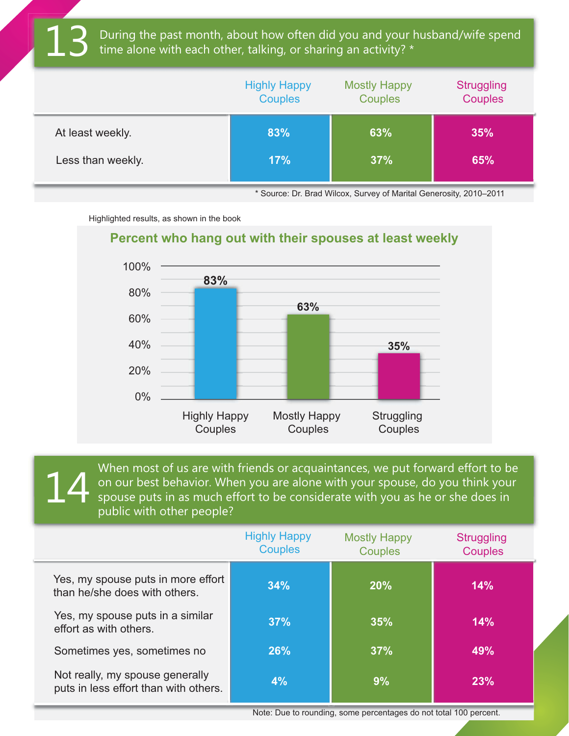## 13 During the past month, about how often did you and your husband/wife spend time alone with each other, talking, or sharing an activity? *

| | Highly Happy Couples | Mostly Happy Couples | Struggling Couples |
|---|---|---|---|
| At least weekly. | 83% | 63% | 35% |
| Less than weekly. | 17% | 37% | 65% |

* Source: Dr. Brad Wilcox, Survey of Marital Generosity, 2010–2011

Highlighted results, as shown in the book

**Percent who hang out with their spouses at least weekly**

| | Highly Happy Couples | Mostly Happy Couples | Struggling Couples |
|---|---|---|---|
| At least weekly | 83% | 63% | 35% |

## 14 When most of us are with friends or acquaintances, we put forward effort to be on our best behavior. When you are alone with your spouse, do you think your spouse puts in as much effort to be considerate with you as he or she does in public with other people?

| | Highly Happy Couples | Mostly Happy Couples | Struggling Couples |
|---|---|---|---|
| Yes, my spouse puts in more effort than he/she does with others. | 34% | 20% | 14% |
| Yes, my spouse puts in a similar effort as with others. | 37% | 35% | 14% |
| Sometimes yes, sometimes no | 26% | 37% | 49% |
| Not really, my spouse generally puts in less effort than with others. | 4% | 9% | 23% |

Note: Due to rounding, some percentages do not total 100 percent.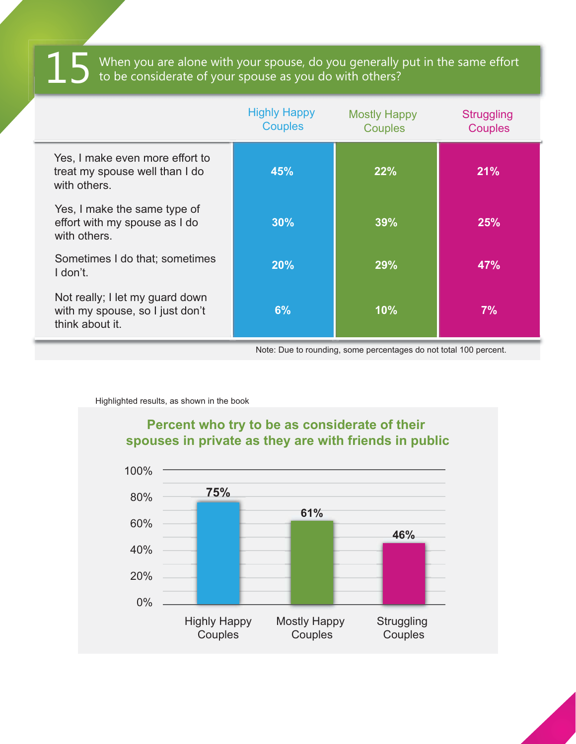## 15 When you are alone with your spouse, do you generally put in the same effort to be considerate of your spouse as you do with others?

| | Highly Happy Couples | Mostly Happy Couples | Struggling Couples |
|---|---|---|---|
| Yes, I make even more effort to treat my spouse well than I do with others. | 45% | 22% | 21% |
| Yes, I make the same type of effort with my spouse as I do with others. | 30% | 39% | 25% |
| Sometimes I do that; sometimes I don't. | 20% | 29% | 47% |
| Not really; I let my guard down with my spouse, so I just don't think about it. | 6% | 10% | 7% |

Note: Due to rounding, some percentages do not total 100 percent.

Highlighted results, as shown in the book

**Percent who try to be as considerate of their spouses in private as they are with friends in public**

| | Percent |
|---|---|
| Highly Happy Couples | 75% |
| Mostly Happy Couples | 61% |
| Struggling Couples | 46% |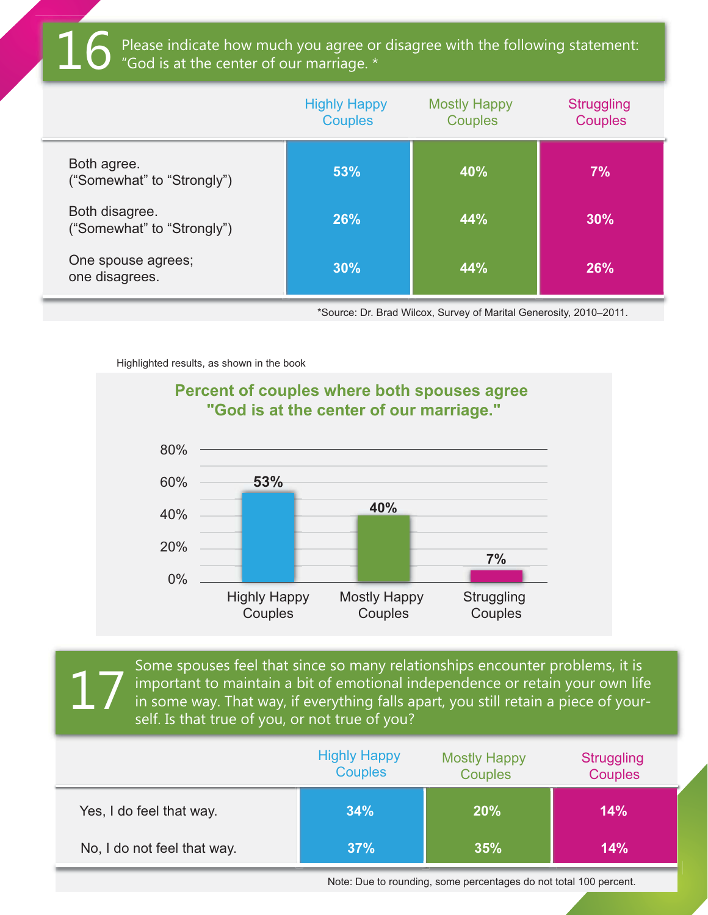## 16 Please indicate how much you agree or disagree with the following statement: "God is at the center of our marriage. *

| | Highly Happy Couples | Mostly Happy Couples | Struggling Couples |
|---|---|---|---|
| Both agree. ("Somewhat" to "Strongly") | 53% | 40% | 7% |
| Both disagree. ("Somewhat" to "Strongly") | 26% | 44% | 30% |
| One spouse agrees; one disagrees. | 30% | 44% | 26% |

*Source: Dr. Brad Wilcox, Survey of Marital Generosity, 2010–2011.

Highlighted results, as shown in the book

**Percent of couples where both spouses agree "God is at the center of our marriage."**

| | Highly Happy Couples | Mostly Happy Couples | Struggling Couples |
|---|---|---|---|
| Percent | 53% | 40% | 7% |

## 17 Some spouses feel that since so many relationships encounter problems, it is important to maintain a bit of emotional independence or retain your own life in some way. That way, if everything falls apart, you still retain a piece of yourself. Is that true of you, or not true of you?

| | Highly Happy Couples | Mostly Happy Couples | Struggling Couples |
|---|---|---|---|
| Yes, I do feel that way. | 34% | 20% | 14% |
| No, I do not feel that way. | 37% | 35% | 14% |

Note: Due to rounding, some percentages do not total 100 percent.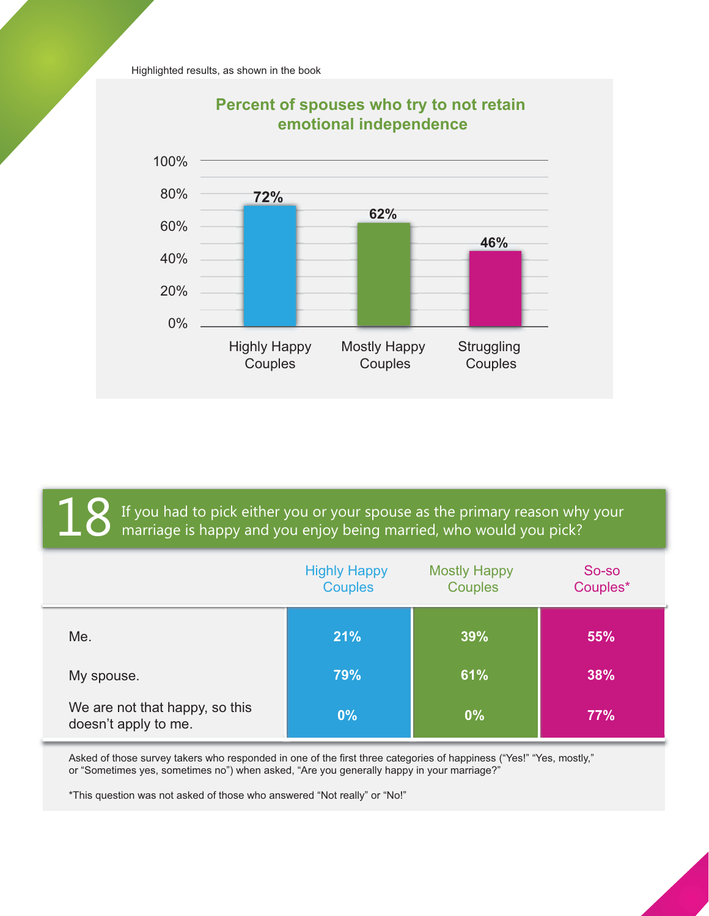Highlighted results, as shown in the book

**Percent of spouses who try to not retain emotional independence**

| | Highly Happy Couples | Mostly Happy Couples | Struggling Couples |
|---|---|---|---|
| Percent | 72% | 62% | 46% |

## 18 If you had to pick either you or your spouse as the primary reason why your marriage is happy and you enjoy being married, who would you pick?

| | Highly Happy Couples | Mostly Happy Couples | So-so Couples* |
|---|---|---|---|
| Me. | 21% | 39% | 55% |
| My spouse. | 79% | 61% | 38% |
| We are not that happy, so this doesn't apply to me. | 0% | 0% | 77% |

Asked of those survey takers who responded in one of the first three categories of happiness ("Yes!" "Yes, mostly," or "Sometimes yes, sometimes no") when asked, "Are you generally happy in your marriage?"

*This question was not asked of those who answered "Not really" or "No!"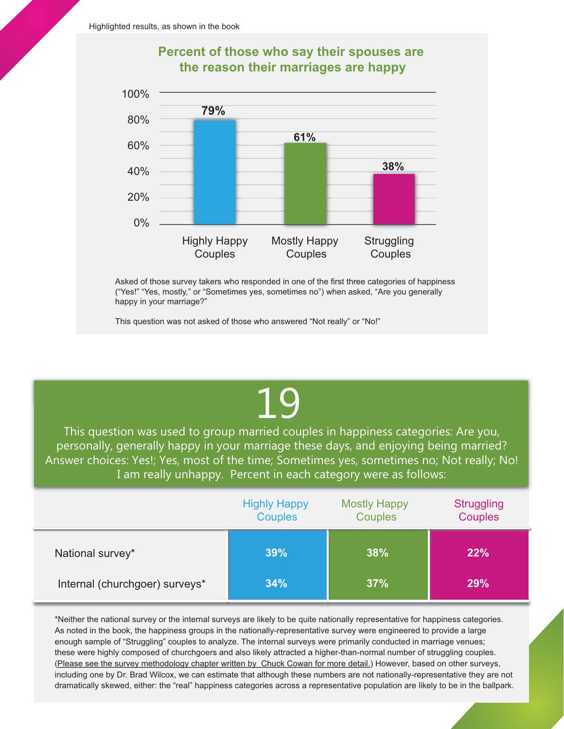Highlighted results, as shown in the book

## Percent of those who say their spouses are the reason their marriages are happy

| | Highly Happy Couples | Mostly Happy Couples | Struggling Couples |
|---|---|---|---|
| Percent | 79% | 61% | 38% |

Asked of those survey takers who responded in one of the first three categories of happiness ("Yes!" "Yes, mostly," or "Sometimes yes, sometimes no") when asked, "Are you generally happy in your marriage?"

This question was not asked of those who answered "Not really" or "No!"

# 19

This question was used to group married couples in happiness categories: Are you, personally, generally happy in your marriage these days, and enjoying being married? Answer choices: Yes!; Yes, most of the time; Sometimes yes, sometimes no; Not really; No! I am really unhappy. Percent in each category were as follows:

| | Highly Happy Couples | Mostly Happy Couples | Struggling Couples |
|---|---|---|---|
| National survey* | 39% | 38% | 22% |
| Internal (churchgoer) surveys* | 34% | 37% | 29% |

*Neither the national survey or the internal surveys are likely to be quite nationally representative for happiness categories. As noted in the book, the happiness groups in the nationally-representative survey were engineered to provide a large enough sample of "Struggling" couples to analyze. The internal surveys were primarily conducted in marriage venues; these were highly composed of churchgoers and also likely attracted a higher-than-normal number of struggling couples. (Please see the survey methodology chapter written by Chuck Cowan for more detail.) However, based on other surveys, including one by Dr. Brad Wilcox, we can estimate that although these numbers are not nationally-representative they are not dramatically skewed, either: the "real" happiness categories across a representative population are likely to be in the ballpark.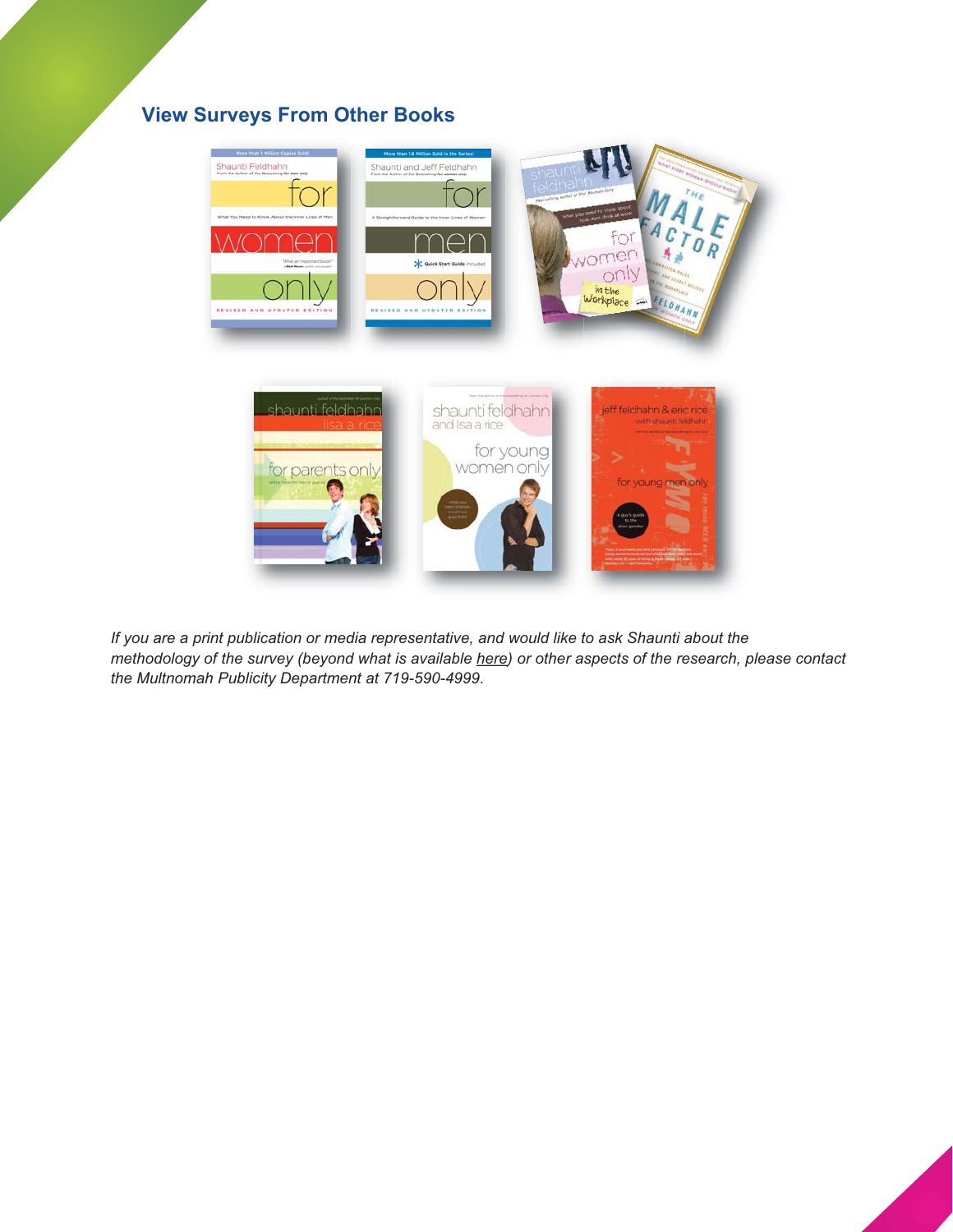## View Surveys From Other Books

*If you are a print publication or media representative, and would like to ask Shaunti about the methodology of the survey (beyond what is available here) or other aspects of the research, please contact the Multnomah Publicity Department at 719-590-4999.*